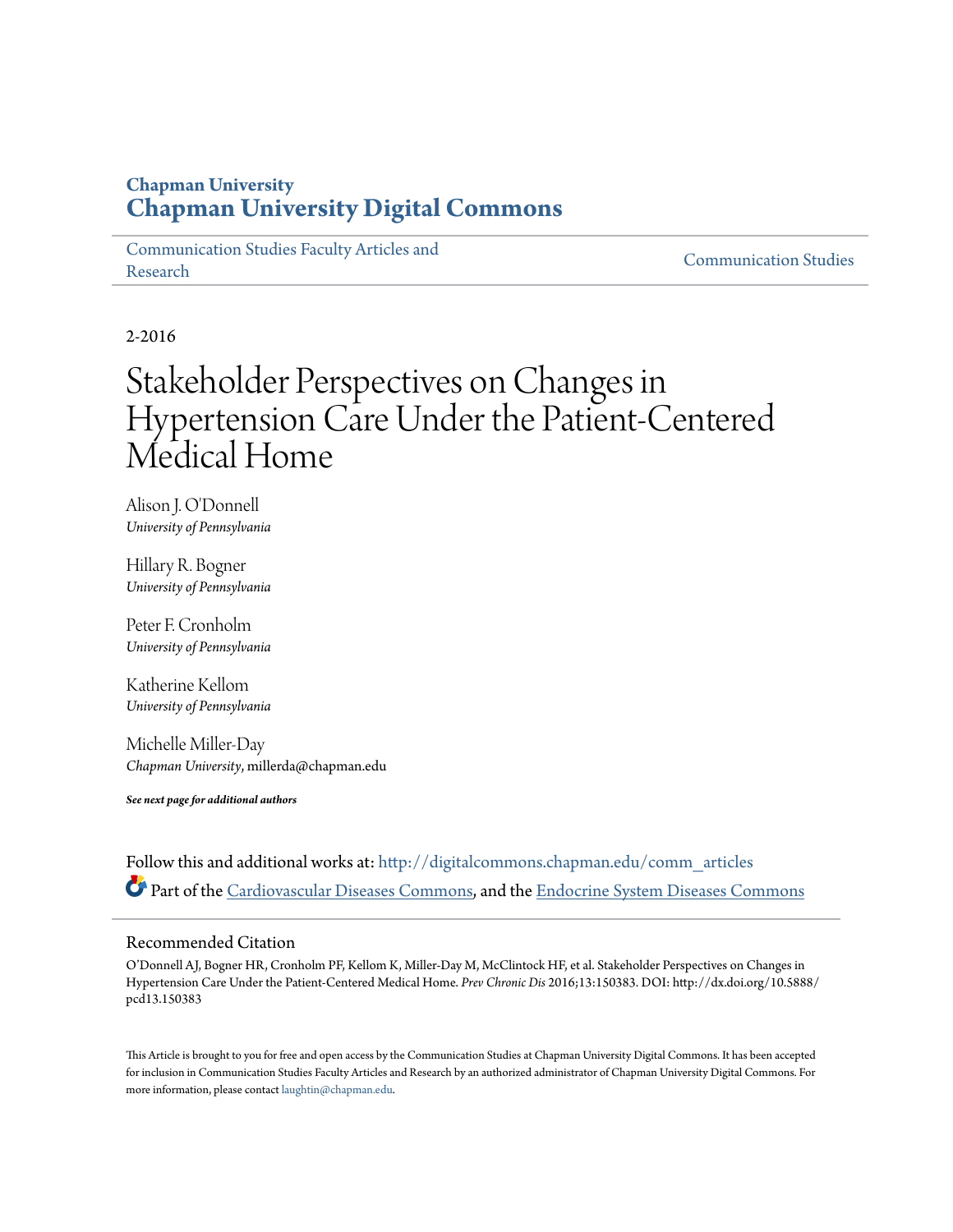**Chapman University**
**Chapman University Digital Commons**

Communication Studies Faculty Articles and Research | Communication Studies

2-2016

# Stakeholder Perspectives on Changes in Hypertension Care Under the Patient-Centered Medical Home

Alison J. O'Donnell
*University of Pennsylvania*

Hillary R. Bogner
*University of Pennsylvania*

Peter F. Cronholm
*University of Pennsylvania*

Katherine Kellom
*University of Pennsylvania*

Michelle Miller-Day
*Chapman University*, millerda@chapman.edu

***See next page for additional authors***

Follow this and additional works at: http://digitalcommons.chapman.edu/comm_articles

Part of the Cardiovascular Diseases Commons, and the Endocrine System Diseases Commons

## Recommended Citation

O'Donnell AJ, Bogner HR, Cronholm PF, Kellom K, Miller-Day M, McClintock HF, et al. Stakeholder Perspectives on Changes in Hypertension Care Under the Patient-Centered Medical Home. *Prev Chronic Dis* 2016;13:150383. DOI: http://dx.doi.org/10.5888/pcd13.150383

This Article is brought to you for free and open access by the Communication Studies at Chapman University Digital Commons. It has been accepted for inclusion in Communication Studies Faculty Articles and Research by an authorized administrator of Chapman University Digital Commons. For more information, please contact laughtin@chapman.edu.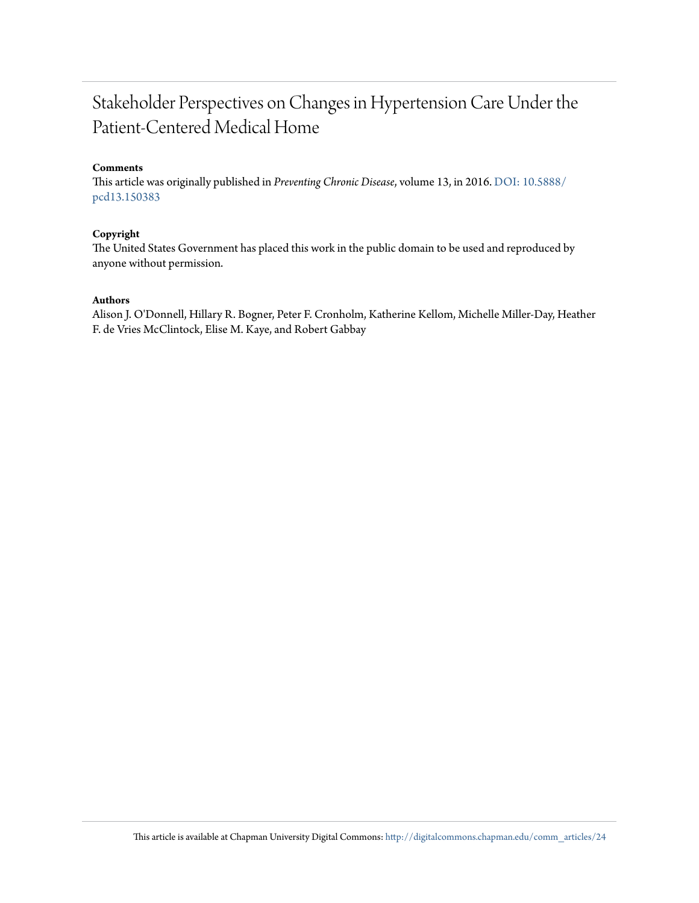# Stakeholder Perspectives on Changes in Hypertension Care Under the Patient-Centered Medical Home

**Comments**

This article was originally published in *Preventing Chronic Disease*, volume 13, in 2016. DOI: 10.5888/pcd13.150383

**Copyright**

The United States Government has placed this work in the public domain to be used and reproduced by anyone without permission.

**Authors**

Alison J. O'Donnell, Hillary R. Bogner, Peter F. Cronholm, Katherine Kellom, Michelle Miller-Day, Heather F. de Vries McClintock, Elise M. Kaye, and Robert Gabbay

This article is available at Chapman University Digital Commons: http://digitalcommons.chapman.edu/comm_articles/24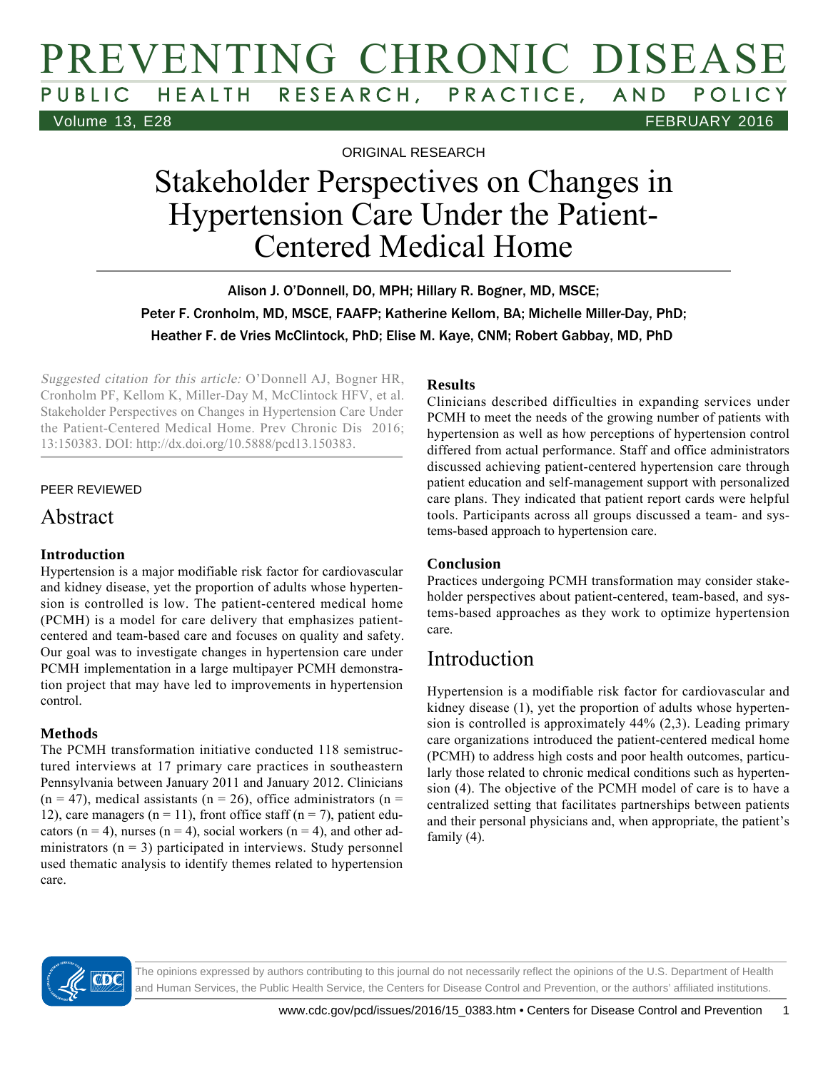ORIGINAL RESEARCH

# Stakeholder Perspectives on Changes in Hypertension Care Under the Patient-Centered Medical Home

Alison J. O'Donnell, DO, MPH; Hillary R. Bogner, MD, MSCE; Peter F. Cronholm, MD, MSCE, FAAFP; Katherine Kellom, BA; Michelle Miller-Day, PhD; Heather F. de Vries McClintock, PhD; Elise M. Kaye, CNM; Robert Gabbay, MD, PhD

*Suggested citation for this article:* O'Donnell AJ, Bogner HR, Cronholm PF, Kellom K, Miller-Day M, McClintock HFV, et al. Stakeholder Perspectives on Changes in Hypertension Care Under the Patient-Centered Medical Home. Prev Chronic Dis 2016; 13:150383. DOI: http://dx.doi.org/10.5888/pcd13.150383.

PEER REVIEWED

## Abstract

### Introduction

Hypertension is a major modifiable risk factor for cardiovascular and kidney disease, yet the proportion of adults whose hypertension is controlled is low. The patient-centered medical home (PCMH) is a model for care delivery that emphasizes patient-centered and team-based care and focuses on quality and safety. Our goal was to investigate changes in hypertension care under PCMH implementation in a large multipayer PCMH demonstration project that may have led to improvements in hypertension control.

### Methods

The PCMH transformation initiative conducted 118 semistructured interviews at 17 primary care practices in southeastern Pennsylvania between January 2011 and January 2012. Clinicians (n = 47), medical assistants (n = 26), office administrators (n = 12), care managers (n = 11), front office staff (n = 7), patient educators (n = 4), nurses (n = 4), social workers (n = 4), and other administrators (n = 3) participated in interviews. Study personnel used thematic analysis to identify themes related to hypertension care.

### Results

Clinicians described difficulties in expanding services under PCMH to meet the needs of the growing number of patients with hypertension as well as how perceptions of hypertension control differed from actual performance. Staff and office administrators discussed achieving patient-centered hypertension care through patient education and self-management support with personalized care plans. They indicated that patient report cards were helpful tools. Participants across all groups discussed a team- and systems-based approach to hypertension care.

### Conclusion

Practices undergoing PCMH transformation may consider stakeholder perspectives about patient-centered, team-based, and systems-based approaches as they work to optimize hypertension care.

## Introduction

Hypertension is a modifiable risk factor for cardiovascular and kidney disease (1), yet the proportion of adults whose hypertension is controlled is approximately 44% (2,3). Leading primary care organizations introduced the patient-centered medical home (PCMH) to address high costs and poor health outcomes, particularly those related to chronic medical conditions such as hypertension (4). The objective of the PCMH model of care is to have a centralized setting that facilitates partnerships between patients and their personal physicians and, when appropriate, the patient's family (4).

The opinions expressed by authors contributing to this journal do not necessarily reflect the opinions of the U.S. Department of Health and Human Services, the Public Health Service, the Centers for Disease Control and Prevention, or the authors' affiliated institutions.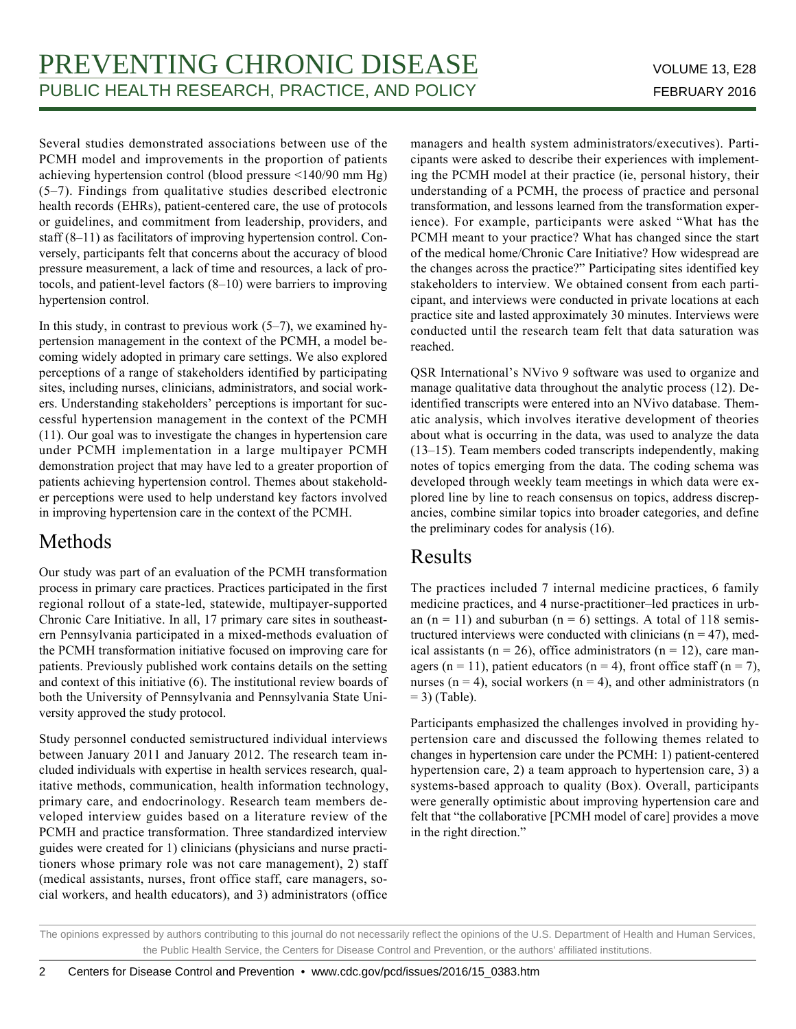Several studies demonstrated associations between use of the PCMH model and improvements in the proportion of patients achieving hypertension control (blood pressure <140/90 mm Hg) (5–7). Findings from qualitative studies described electronic health records (EHRs), patient-centered care, the use of protocols or guidelines, and commitment from leadership, providers, and staff (8–11) as facilitators of improving hypertension control. Conversely, participants felt that concerns about the accuracy of blood pressure measurement, a lack of time and resources, a lack of protocols, and patient-level factors (8–10) were barriers to improving hypertension control.

In this study, in contrast to previous work (5–7), we examined hypertension management in the context of the PCMH, a model becoming widely adopted in primary care settings. We also explored perceptions of a range of stakeholders identified by participating sites, including nurses, clinicians, administrators, and social workers. Understanding stakeholders' perceptions is important for successful hypertension management in the context of the PCMH (11). Our goal was to investigate the changes in hypertension care under PCMH implementation in a large multipayer PCMH demonstration project that may have led to a greater proportion of patients achieving hypertension control. Themes about stakeholder perceptions were used to help understand key factors involved in improving hypertension care in the context of the PCMH.

## Methods

Our study was part of an evaluation of the PCMH transformation process in primary care practices. Practices participated in the first regional rollout of a state-led, statewide, multipayer-supported Chronic Care Initiative. In all, 17 primary care sites in southeastern Pennsylvania participated in a mixed-methods evaluation of the PCMH transformation initiative focused on improving care for patients. Previously published work contains details on the setting and context of this initiative (6). The institutional review boards of both the University of Pennsylvania and Pennsylvania State University approved the study protocol.

Study personnel conducted semistructured individual interviews between January 2011 and January 2012. The research team included individuals with expertise in health services research, qualitative methods, communication, health information technology, primary care, and endocrinology. Research team members developed interview guides based on a literature review of the PCMH and practice transformation. Three standardized interview guides were created for 1) clinicians (physicians and nurse practitioners whose primary role was not care management), 2) staff (medical assistants, nurses, front office staff, care managers, social workers, and health educators), and 3) administrators (office managers and health system administrators/executives). Participants were asked to describe their experiences with implementing the PCMH model at their practice (ie, personal history, their understanding of a PCMH, the process of practice and personal transformation, and lessons learned from the transformation experience). For example, participants were asked "What has the PCMH meant to your practice? What has changed since the start of the medical home/Chronic Care Initiative? How widespread are the changes across the practice?" Participating sites identified key stakeholders to interview. We obtained consent from each participant, and interviews were conducted in private locations at each practice site and lasted approximately 30 minutes. Interviews were conducted until the research team felt that data saturation was reached.

QSR International's NVivo 9 software was used to organize and manage qualitative data throughout the analytic process (12). Deidentified transcripts were entered into an NVivo database. Thematic analysis, which involves iterative development of theories about what is occurring in the data, was used to analyze the data (13–15). Team members coded transcripts independently, making notes of topics emerging from the data. The coding schema was developed through weekly team meetings in which data were explored line by line to reach consensus on topics, address discrepancies, combine similar topics into broader categories, and define the preliminary codes for analysis (16).

## Results

The practices included 7 internal medicine practices, 6 family medicine practices, and 4 nurse-practitioner–led practices in urban ($n = 11$) and suburban ($n = 6$) settings. A total of 118 semistructured interviews were conducted with clinicians ($n = 47$), medical assistants ($n = 26$), office administrators ($n = 12$), care managers ($n = 11$), patient educators ($n = 4$), front office staff ($n = 7$), nurses ($n = 4$), social workers ($n = 4$), and other administrators ($n = 3$) (Table).

Participants emphasized the challenges involved in providing hypertension care and discussed the following themes related to changes in hypertension care under the PCMH: 1) patient-centered hypertension care, 2) a team approach to hypertension care, 3) a systems-based approach to quality (Box). Overall, participants were generally optimistic about improving hypertension care and felt that "the collaborative [PCMH model of care] provides a move in the right direction."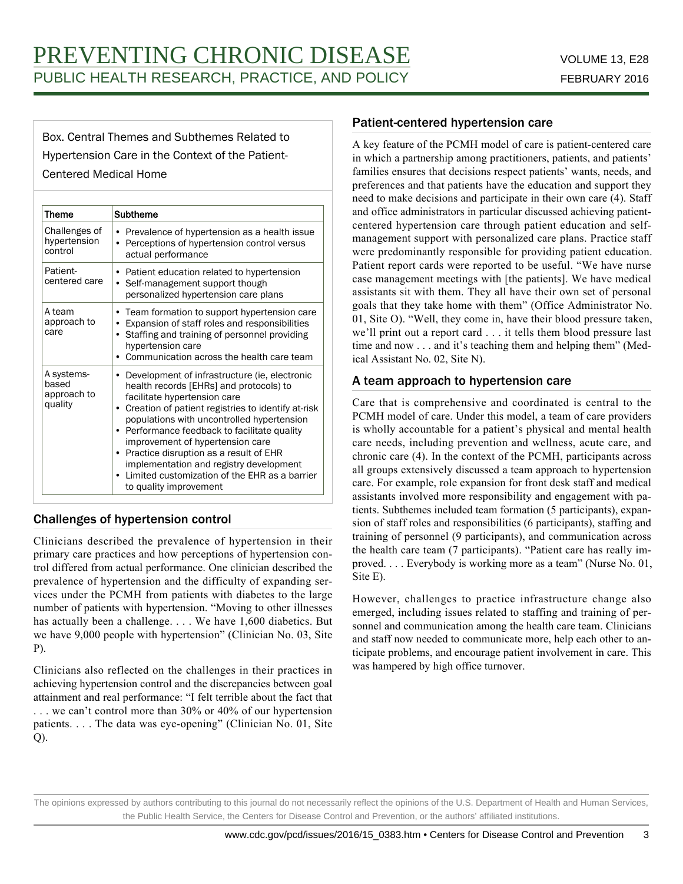Box. Central Themes and Subthemes Related to Hypertension Care in the Context of the Patient-Centered Medical Home

| Theme | Subtheme |
| --- | --- |
| Challenges of hypertension control | • Prevalence of hypertension as a health issue<br>• Perceptions of hypertension control versus actual performance |
| Patient-centered care | • Patient education related to hypertension<br>• Self-management support though personalized hypertension care plans |
| A team approach to care | • Team formation to support hypertension care<br>• Expansion of staff roles and responsibilities<br>• Staffing and training of personnel providing hypertension care<br>• Communication across the health care team |
| A systems-based approach to quality | • Development of infrastructure (ie, electronic health records [EHRs] and protocols) to facilitate hypertension care<br>• Creation of patient registries to identify at-risk populations with uncontrolled hypertension<br>• Performance feedback to facilitate quality improvement of hypertension care<br>• Practice disruption as a result of EHR implementation and registry development<br>• Limited customization of the EHR as a barrier to quality improvement |

### Challenges of hypertension control

Clinicians described the prevalence of hypertension in their primary care practices and how perceptions of hypertension control differed from actual performance. One clinician described the prevalence of hypertension and the difficulty of expanding services under the PCMH from patients with diabetes to the large number of patients with hypertension. "Moving to other illnesses has actually been a challenge. . . . We have 1,600 diabetics. But we have 9,000 people with hypertension" (Clinician No. 03, Site P).

Clinicians also reflected on the challenges in their practices in achieving hypertension control and the discrepancies between goal attainment and real performance: "I felt terrible about the fact that . . . we can't control more than 30% or 40% of our hypertension patients. . . . The data was eye-opening" (Clinician No. 01, Site Q).

### Patient-centered hypertension care

A key feature of the PCMH model of care is patient-centered care in which a partnership among practitioners, patients, and patients' families ensures that decisions respect patients' wants, needs, and preferences and that patients have the education and support they need to make decisions and participate in their own care (4). Staff and office administrators in particular discussed achieving patient-centered hypertension care through patient education and self-management support with personalized care plans. Practice staff were predominantly responsible for providing patient education. Patient report cards were reported to be useful. "We have nurse case management meetings with [the patients]. We have medical assistants sit with them. They all have their own set of personal goals that they take home with them" (Office Administrator No. 01, Site O). "Well, they come in, have their blood pressure taken, we'll print out a report card . . . it tells them blood pressure last time and now . . . and it's teaching them and helping them" (Medical Assistant No. 02, Site N).

### A team approach to hypertension care

Care that is comprehensive and coordinated is central to the PCMH model of care. Under this model, a team of care providers is wholly accountable for a patient's physical and mental health care needs, including prevention and wellness, acute care, and chronic care (4). In the context of the PCMH, participants across all groups extensively discussed a team approach to hypertension care. For example, role expansion for front desk staff and medical assistants involved more responsibility and engagement with patients. Subthemes included team formation (5 participants), expansion of staff roles and responsibilities (6 participants), staffing and training of personnel (9 participants), and communication across the health care team (7 participants). "Patient care has really improved. . . . Everybody is working more as a team" (Nurse No. 01, Site E).

However, challenges to practice infrastructure change also emerged, including issues related to staffing and training of personnel and communication among the health care team. Clinicians and staff now needed to communicate more, help each other to anticipate problems, and encourage patient involvement in care. This was hampered by high office turnover.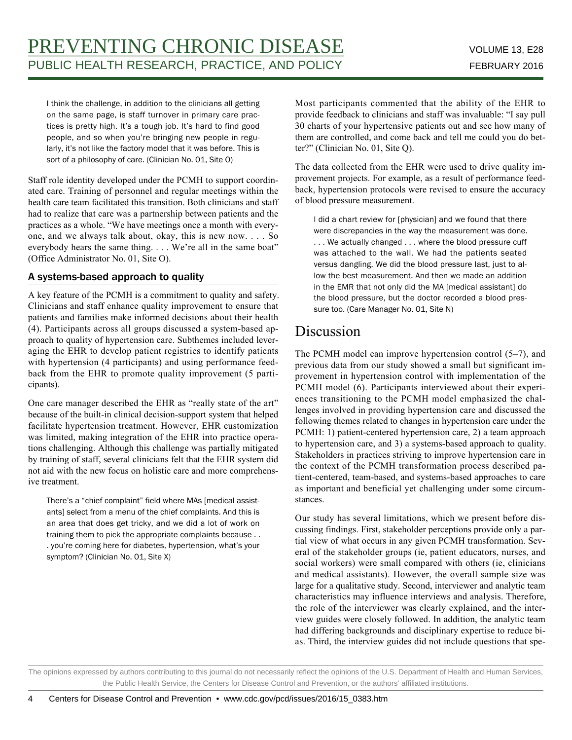> I think the challenge, in addition to the clinicians all getting on the same page, is staff turnover in primary care practices is pretty high. It's a tough job. It's hard to find good people, and so when you're bringing new people in regularly, it's not like the factory model that it was before. This is sort of a philosophy of care. (Clinician No. 01, Site O)

Staff role identity developed under the PCMH to support coordinated care. Training of personnel and regular meetings within the health care team facilitated this transition. Both clinicians and staff had to realize that care was a partnership between patients and the practices as a whole. "We have meetings once a month with everyone, and we always talk about, okay, this is new now. . . . So everybody hears the same thing. . . . We're all in the same boat" (Office Administrator No. 01, Site O).

### A systems-based approach to quality

A key feature of the PCMH is a commitment to quality and safety. Clinicians and staff enhance quality improvement to ensure that patients and families make informed decisions about their health (4). Participants across all groups discussed a system-based approach to quality of hypertension care. Subthemes included leveraging the EHR to develop patient registries to identify patients with hypertension (4 participants) and using performance feedback from the EHR to promote quality improvement (5 participants).

One care manager described the EHR as "really state of the art" because of the built-in clinical decision-support system that helped facilitate hypertension treatment. However, EHR customization was limited, making integration of the EHR into practice operations challenging. Although this challenge was partially mitigated by training of staff, several clinicians felt that the EHR system did not aid with the new focus on holistic care and more comprehensive treatment.

> There's a "chief complaint" field where MAs [medical assistants] select from a menu of the chief complaints. And this is an area that does get tricky, and we did a lot of work on training them to pick the appropriate complaints because . . . you're coming here for diabetes, hypertension, what's your symptom? (Clinician No. 01, Site X)

Most participants commented that the ability of the EHR to provide feedback to clinicians and staff was invaluable: "I say pull 30 charts of your hypertensive patients out and see how many of them are controlled, and come back and tell me could you do better?" (Clinician No. 01, Site Q).

The data collected from the EHR were used to drive quality improvement projects. For example, as a result of performance feedback, hypertension protocols were revised to ensure the accuracy of blood pressure measurement.

> I did a chart review for [physician] and we found that there were discrepancies in the way the measurement was done. . . . We actually changed . . . where the blood pressure cuff was attached to the wall. We had the patients seated versus dangling. We did the blood pressure last, just to allow the best measurement. And then we made an addition in the EMR that not only did the MA [medical assistant] do the blood pressure, but the doctor recorded a blood pressure too. (Care Manager No. 01, Site N)

## Discussion

The PCMH model can improve hypertension control (5–7), and previous data from our study showed a small but significant improvement in hypertension control with implementation of the PCMH model (6). Participants interviewed about their experiences transitioning to the PCMH model emphasized the challenges involved in providing hypertension care and discussed the following themes related to changes in hypertension care under the PCMH: 1) patient-centered hypertension care, 2) a team approach to hypertension care, and 3) a systems-based approach to quality. Stakeholders in practices striving to improve hypertension care in the context of the PCMH transformation process described patient-centered, team-based, and systems-based approaches to care as important and beneficial yet challenging under some circumstances.

Our study has several limitations, which we present before discussing findings. First, stakeholder perceptions provide only a partial view of what occurs in any given PCMH transformation. Several of the stakeholder groups (ie, patient educators, nurses, and social workers) were small compared with others (ie, clinicians and medical assistants). However, the overall sample size was large for a qualitative study. Second, interviewer and analytic team characteristics may influence interviews and analysis. Therefore, the role of the interviewer was clearly explained, and the interview guides were closely followed. In addition, the analytic team had differing backgrounds and disciplinary expertise to reduce bias. Third, the interview guides did not include questions that spe-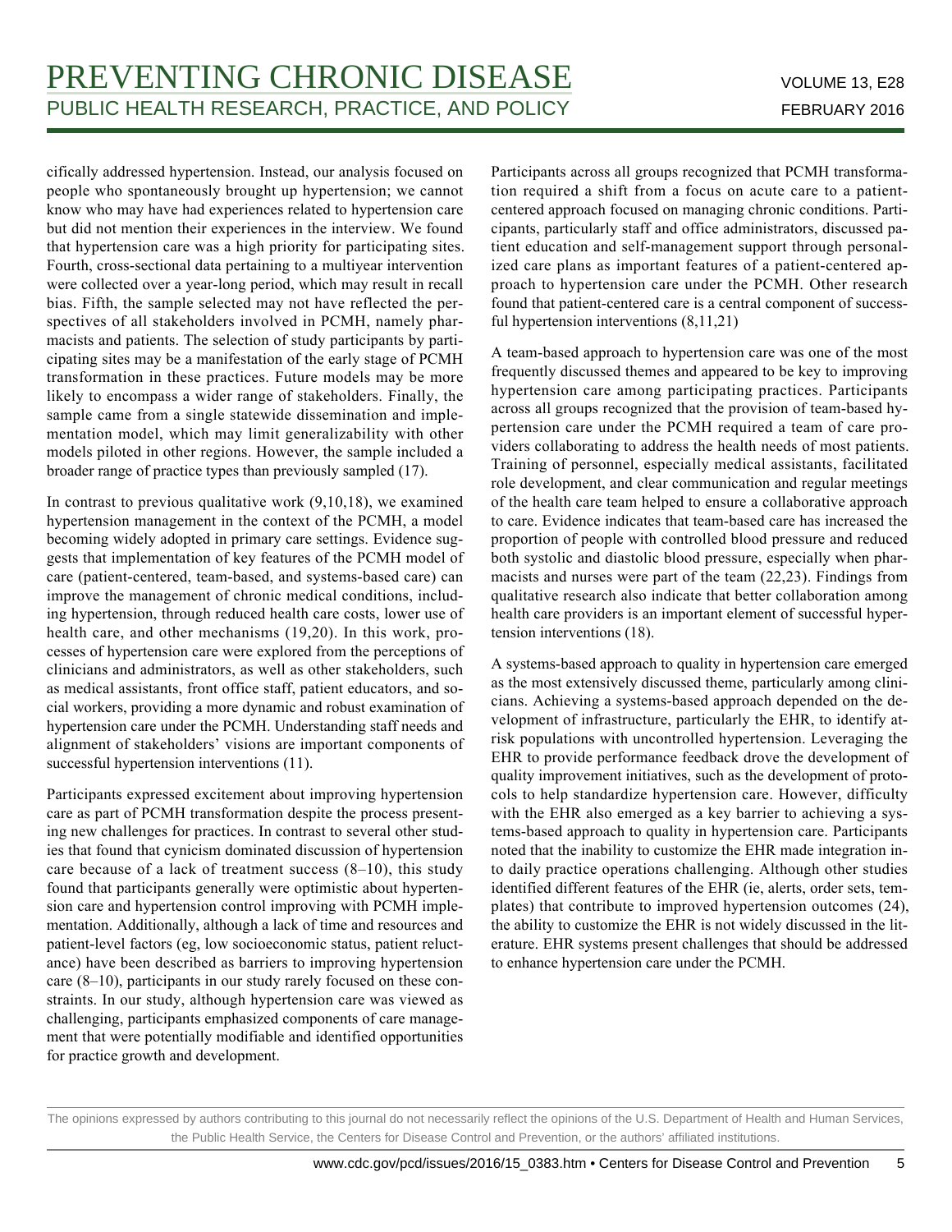cifically addressed hypertension. Instead, our analysis focused on people who spontaneously brought up hypertension; we cannot know who may have had experiences related to hypertension care but did not mention their experiences in the interview. We found that hypertension care was a high priority for participating sites. Fourth, cross-sectional data pertaining to a multiyear intervention were collected over a year-long period, which may result in recall bias. Fifth, the sample selected may not have reflected the perspectives of all stakeholders involved in PCMH, namely pharmacists and patients. The selection of study participants by participating sites may be a manifestation of the early stage of PCMH transformation in these practices. Future models may be more likely to encompass a wider range of stakeholders. Finally, the sample came from a single statewide dissemination and implementation model, which may limit generalizability with other models piloted in other regions. However, the sample included a broader range of practice types than previously sampled (17).

In contrast to previous qualitative work (9,10,18), we examined hypertension management in the context of the PCMH, a model becoming widely adopted in primary care settings. Evidence suggests that implementation of key features of the PCMH model of care (patient-centered, team-based, and systems-based care) can improve the management of chronic medical conditions, including hypertension, through reduced health care costs, lower use of health care, and other mechanisms (19,20). In this work, processes of hypertension care were explored from the perceptions of clinicians and administrators, as well as other stakeholders, such as medical assistants, front office staff, patient educators, and social workers, providing a more dynamic and robust examination of hypertension care under the PCMH. Understanding staff needs and alignment of stakeholders' visions are important components of successful hypertension interventions (11).

Participants expressed excitement about improving hypertension care as part of PCMH transformation despite the process presenting new challenges for practices. In contrast to several other studies that found that cynicism dominated discussion of hypertension care because of a lack of treatment success (8–10), this study found that participants generally were optimistic about hypertension care and hypertension control improving with PCMH implementation. Additionally, although a lack of time and resources and patient-level factors (eg, low socioeconomic status, patient reluctance) have been described as barriers to improving hypertension care (8–10), participants in our study rarely focused on these constraints. In our study, although hypertension care was viewed as challenging, participants emphasized components of care management that were potentially modifiable and identified opportunities for practice growth and development.

Participants across all groups recognized that PCMH transformation required a shift from a focus on acute care to a patient-centered approach focused on managing chronic conditions. Participants, particularly staff and office administrators, discussed patient education and self-management support through personalized care plans as important features of a patient-centered approach to hypertension care under the PCMH. Other research found that patient-centered care is a central component of successful hypertension interventions (8,11,21)

A team-based approach to hypertension care was one of the most frequently discussed themes and appeared to be key to improving hypertension care among participating practices. Participants across all groups recognized that the provision of team-based hypertension care under the PCMH required a team of care providers collaborating to address the health needs of most patients. Training of personnel, especially medical assistants, facilitated role development, and clear communication and regular meetings of the health care team helped to ensure a collaborative approach to care. Evidence indicates that team-based care has increased the proportion of people with controlled blood pressure and reduced both systolic and diastolic blood pressure, especially when pharmacists and nurses were part of the team (22,23). Findings from qualitative research also indicate that better collaboration among health care providers is an important element of successful hypertension interventions (18).

A systems-based approach to quality in hypertension care emerged as the most extensively discussed theme, particularly among clinicians. Achieving a systems-based approach depended on the development of infrastructure, particularly the EHR, to identify at-risk populations with uncontrolled hypertension. Leveraging the EHR to provide performance feedback drove the development of quality improvement initiatives, such as the development of protocols to help standardize hypertension care. However, difficulty with the EHR also emerged as a key barrier to achieving a systems-based approach to quality in hypertension care. Participants noted that the inability to customize the EHR made integration into daily practice operations challenging. Although other studies identified different features of the EHR (ie, alerts, order sets, templates) that contribute to improved hypertension outcomes (24), the ability to customize the EHR is not widely discussed in the literature. EHR systems present challenges that should be addressed to enhance hypertension care under the PCMH.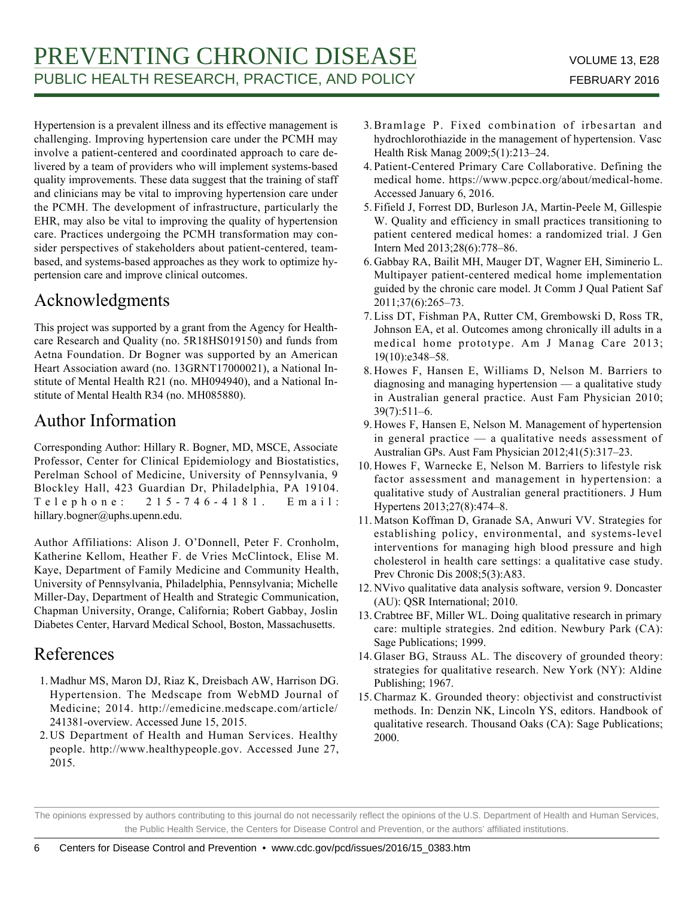Hypertension is a prevalent illness and its effective management is challenging. Improving hypertension care under the PCMH may involve a patient-centered and coordinated approach to care delivered by a team of providers who will implement systems-based quality improvements. These data suggest that the training of staff and clinicians may be vital to improving hypertension care under the PCMH. The development of infrastructure, particularly the EHR, may also be vital to improving the quality of hypertension care. Practices undergoing the PCMH transformation may consider perspectives of stakeholders about patient-centered, team-based, and systems-based approaches as they work to optimize hypertension care and improve clinical outcomes.

## Acknowledgments

This project was supported by a grant from the Agency for Healthcare Research and Quality (no. 5R18HS019150) and funds from Aetna Foundation. Dr Bogner was supported by an American Heart Association award (no. 13GRNT17000021), a National Institute of Mental Health R21 (no. MH094940), and a National Institute of Mental Health R34 (no. MH085880).

## Author Information

Corresponding Author: Hillary R. Bogner, MD, MSCE, Associate Professor, Center for Clinical Epidemiology and Biostatistics, Perelman School of Medicine, University of Pennsylvania, 9 Blockley Hall, 423 Guardian Dr, Philadelphia, PA 19104. Telephone: 215-746-4181. Email: hillary.bogner@uphs.upenn.edu.

Author Affiliations: Alison J. O'Donnell, Peter F. Cronholm, Katherine Kellom, Heather F. de Vries McClintock, Elise M. Kaye, Department of Family Medicine and Community Health, University of Pennsylvania, Philadelphia, Pennsylvania; Michelle Miller-Day, Department of Health and Strategic Communication, Chapman University, Orange, California; Robert Gabbay, Joslin Diabetes Center, Harvard Medical School, Boston, Massachusetts.

## References

1. Madhur MS, Maron DJ, Riaz K, Dreisbach AW, Harrison DG. Hypertension. The Medscape from WebMD Journal of Medicine; 2014. http://emedicine.medscape.com/article/241381-overview. Accessed June 15, 2015.
2. US Department of Health and Human Services. Healthy people. http://www.healthypeople.gov. Accessed June 27, 2015.
3. Bramlage P. Fixed combination of irbesartan and hydrochlorothiazide in the management of hypertension. Vasc Health Risk Manag 2009;5(1):213–24.
4. Patient-Centered Primary Care Collaborative. Defining the medical home. https://www.pcpcc.org/about/medical-home. Accessed January 6, 2016.
5. Fifield J, Forrest DD, Burleson JA, Martin-Peele M, Gillespie W. Quality and efficiency in small practices transitioning to patient centered medical homes: a randomized trial. J Gen Intern Med 2013;28(6):778–86.
6. Gabbay RA, Bailit MH, Mauger DT, Wagner EH, Siminerio L. Multipayer patient-centered medical home implementation guided by the chronic care model. Jt Comm J Qual Patient Saf 2011;37(6):265–73.
7. Liss DT, Fishman PA, Rutter CM, Grembowski D, Ross TR, Johnson EA, et al. Outcomes among chronically ill adults in a medical home prototype. Am J Manag Care 2013; 19(10):e348–58.
8. Howes F, Hansen E, Williams D, Nelson M. Barriers to diagnosing and managing hypertension — a qualitative study in Australian general practice. Aust Fam Physician 2010; 39(7):511–6.
9. Howes F, Hansen E, Nelson M. Management of hypertension in general practice — a qualitative needs assessment of Australian GPs. Aust Fam Physician 2012;41(5):317–23.
10. Howes F, Warnecke E, Nelson M. Barriers to lifestyle risk factor assessment and management in hypertension: a qualitative study of Australian general practitioners. J Hum Hypertens 2013;27(8):474–8.
11. Matson Koffman D, Granade SA, Anwuri VV. Strategies for establishing policy, environmental, and systems-level interventions for managing high blood pressure and high cholesterol in health care settings: a qualitative case study. Prev Chronic Dis 2008;5(3):A83.
12. NVivo qualitative data analysis software, version 9. Doncaster (AU): QSR International; 2010.
13. Crabtree BF, Miller WL. Doing qualitative research in primary care: multiple strategies. 2nd edition. Newbury Park (CA): Sage Publications; 1999.
14. Glaser BG, Strauss AL. The discovery of grounded theory: strategies for qualitative research. New York (NY): Aldine Publishing; 1967.
15. Charmaz K. Grounded theory: objectivist and constructivist methods. In: Denzin NK, Lincoln YS, editors. Handbook of qualitative research. Thousand Oaks (CA): Sage Publications; 2000.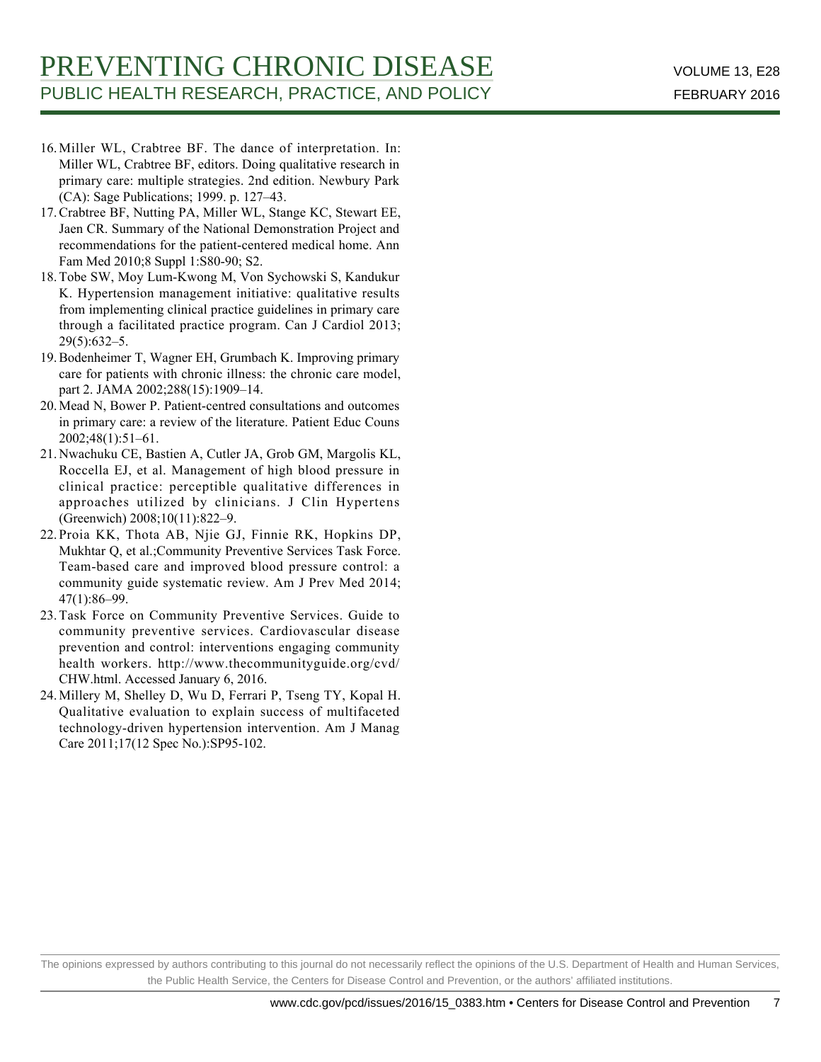16. Miller WL, Crabtree BF. The dance of interpretation. In: Miller WL, Crabtree BF, editors. Doing qualitative research in primary care: multiple strategies. 2nd edition. Newbury Park (CA): Sage Publications; 1999. p. 127–43.
17. Crabtree BF, Nutting PA, Miller WL, Stange KC, Stewart EE, Jaen CR. Summary of the National Demonstration Project and recommendations for the patient-centered medical home. Ann Fam Med 2010;8 Suppl 1:S80-90; S2.
18. Tobe SW, Moy Lum-Kwong M, Von Sychowski S, Kandukur K. Hypertension management initiative: qualitative results from implementing clinical practice guidelines in primary care through a facilitated practice program. Can J Cardiol 2013; 29(5):632–5.
19. Bodenheimer T, Wagner EH, Grumbach K. Improving primary care for patients with chronic illness: the chronic care model, part 2. JAMA 2002;288(15):1909–14.
20. Mead N, Bower P. Patient-centred consultations and outcomes in primary care: a review of the literature. Patient Educ Couns 2002;48(1):51–61.
21. Nwachuku CE, Bastien A, Cutler JA, Grob GM, Margolis KL, Roccella EJ, et al. Management of high blood pressure in clinical practice: perceptible qualitative differences in approaches utilized by clinicians. J Clin Hypertens (Greenwich) 2008;10(11):822–9.
22. Proia KK, Thota AB, Njie GJ, Finnie RK, Hopkins DP, Mukhtar Q, et al.;Community Preventive Services Task Force. Team-based care and improved blood pressure control: a community guide systematic review. Am J Prev Med 2014; 47(1):86–99.
23. Task Force on Community Preventive Services. Guide to community preventive services. Cardiovascular disease prevention and control: interventions engaging community health workers. http://www.thecommunityguide.org/cvd/CHW.html. Accessed January 6, 2016.
24. Millery M, Shelley D, Wu D, Ferrari P, Tseng TY, Kopal H. Qualitative evaluation to explain success of multifaceted technology-driven hypertension intervention. Am J Manag Care 2011;17(12 Spec No.):SP95-102.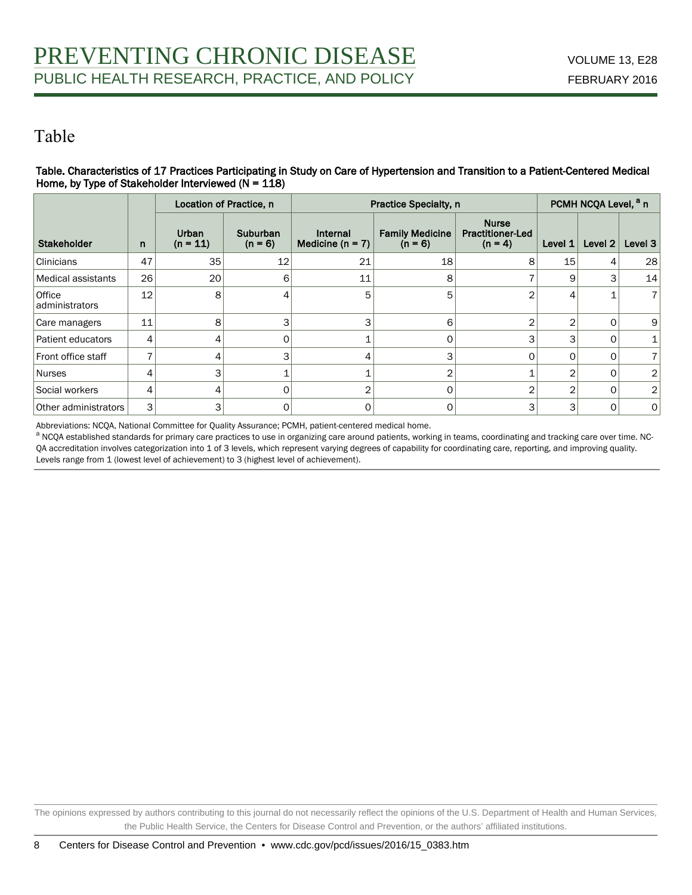# Table

**Table. Characteristics of 17 Practices Participating in Study on Care of Hypertension and Transition to a Patient-Centered Medical Home, by Type of Stakeholder Interviewed (N = 118)**

| Stakeholder | n | Location of Practice, n | | Practice Specialty, n | | | PCMH NCQA Level, [a] n | | |
|---|---|---|---|---|---|---|---|---|---|
| | | Urban (n = 11) | Suburban (n = 6) | Internal Medicine (n = 7) | Family Medicine (n = 6) | Nurse Practitioner-Led (n = 4) | Level 1 | Level 2 | Level 3 |
| Clinicians | 47 | 35 | 12 | 21 | 18 | 8 | 15 | 4 | 28 |
| Medical assistants | 26 | 20 | 6 | 11 | 8 | 7 | 9 | 3 | 14 |
| Office administrators | 12 | 8 | 4 | 5 | 5 | 2 | 4 | 1 | 7 |
| Care managers | 11 | 8 | 3 | 3 | 6 | 2 | 2 | 0 | 9 |
| Patient educators | 4 | 4 | 0 | 1 | 0 | 3 | 3 | 0 | 1 |
| Front office staff | 7 | 4 | 3 | 4 | 3 | 0 | 0 | 0 | 7 |
| Nurses | 4 | 3 | 1 | 1 | 2 | 1 | 2 | 0 | 2 |
| Social workers | 4 | 4 | 0 | 2 | 0 | 2 | 2 | 0 | 2 |
| Other administrators | 3 | 3 | 0 | 0 | 0 | 3 | 3 | 0 | 0 |

Abbreviations: NCQA, National Committee for Quality Assurance; PCMH, patient-centered medical home.

[a] NCQA established standards for primary care practices to use in organizing care around patients, working in teams, coordinating and tracking care over time. NCQA accreditation involves categorization into 1 of 3 levels, which represent varying degrees of capability for coordinating care, reporting, and improving quality. Levels range from 1 (lowest level of achievement) to 3 (highest level of achievement).